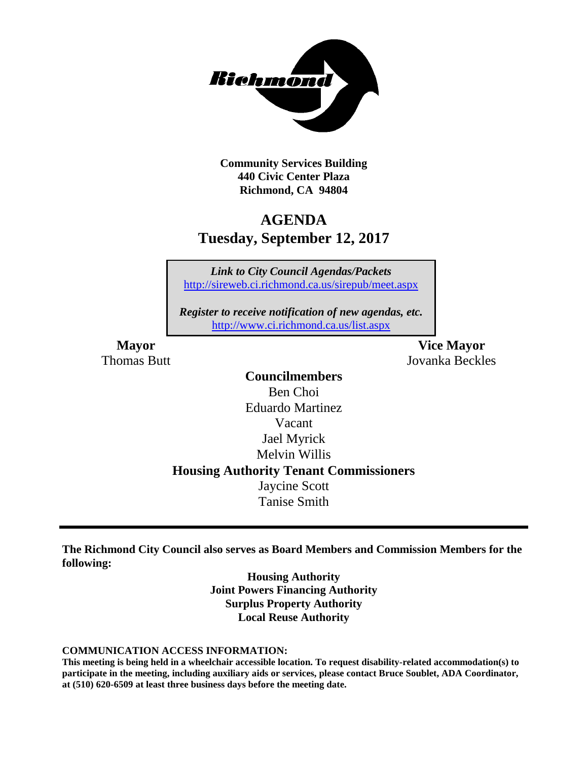**Community Services Building**
**440 Civic Center Plaza**
**Richmond, CA 94804**

# AGENDA
## Tuesday, September 12, 2017

*Link to City Council Agendas/Packets*
http://sireweb.ci.richmond.ca.us/sirepub/meet.aspx

*Register to receive notification of new agendas, etc.*
http://www.ci.richmond.ca.us/list.aspx

**Mayor**
Thomas Butt

**Vice Mayor**
Jovanka Beckles

**Councilmembers**
Ben Choi
Eduardo Martinez
Vacant
Jael Myrick
Melvin Willis

**Housing Authority Tenant Commissioners**
Jaycine Scott
Tanise Smith

---

**The Richmond City Council also serves as Board Members and Commission Members for the following:**

**Housing Authority**
**Joint Powers Financing Authority**
**Surplus Property Authority**
**Local Reuse Authority**

**COMMUNICATION ACCESS INFORMATION:**
**This meeting is being held in a wheelchair accessible location. To request disability-related accommodation(s) to participate in the meeting, including auxiliary aids or services, please contact Bruce Soublet, ADA Coordinator, at (510) 620-6509 at least three business days before the meeting date.**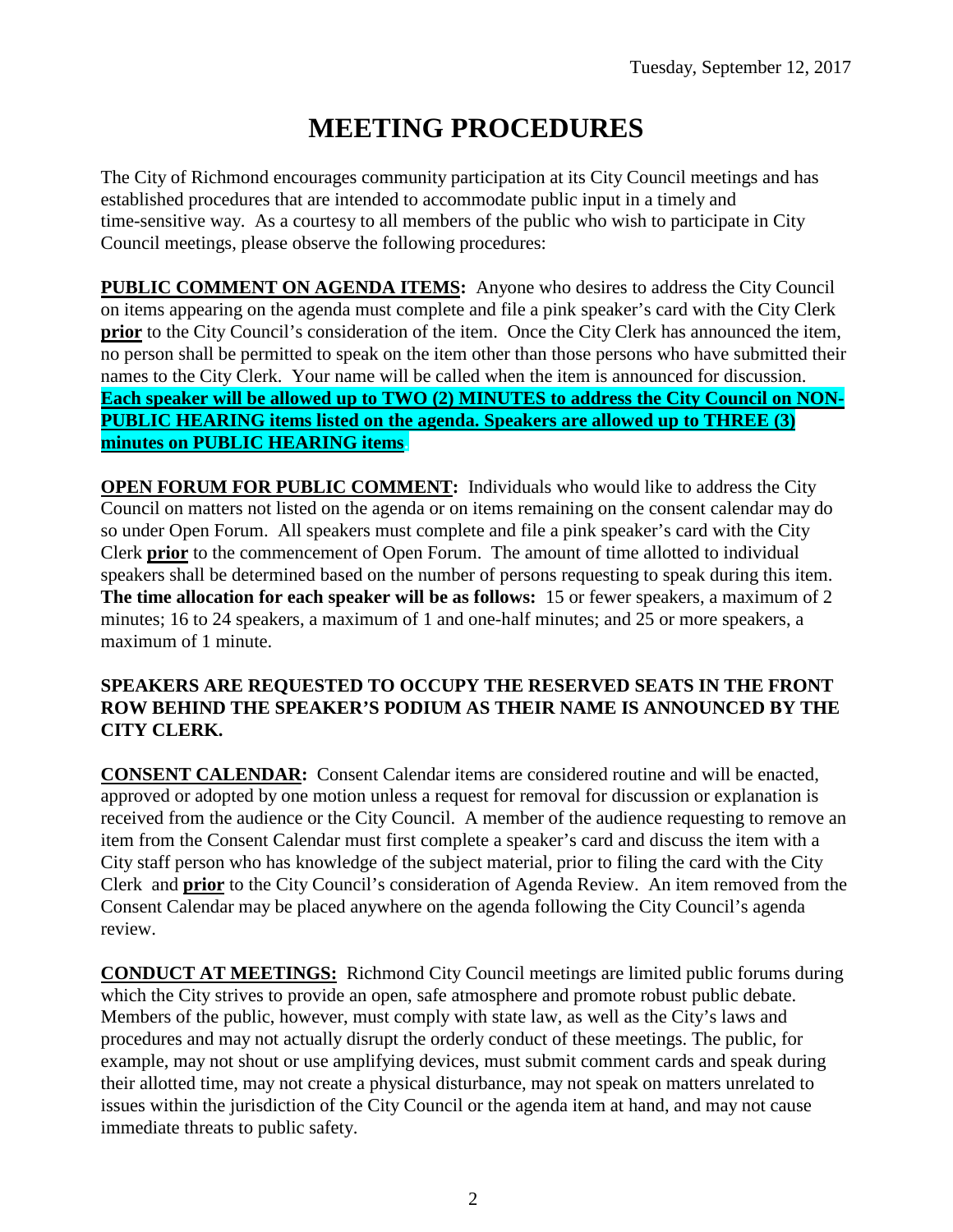Tuesday, September 12, 2017

# MEETING PROCEDURES

The City of Richmond encourages community participation at its City Council meetings and has established procedures that are intended to accommodate public input in a timely and time-sensitive way. As a courtesy to all members of the public who wish to participate in City Council meetings, please observe the following procedures:

**PUBLIC COMMENT ON AGENDA ITEMS:** Anyone who desires to address the City Council on items appearing on the agenda must complete and file a pink speaker's card with the City Clerk **prior** to the City Council's consideration of the item. Once the City Clerk has announced the item, no person shall be permitted to speak on the item other than those persons who have submitted their names to the City Clerk. Your name will be called when the item is announced for discussion. **Each speaker will be allowed up to TWO (2) MINUTES to address the City Council on NON-PUBLIC HEARING items listed on the agenda. Speakers are allowed up to THREE (3) minutes on PUBLIC HEARING items.**

**OPEN FORUM FOR PUBLIC COMMENT:** Individuals who would like to address the City Council on matters not listed on the agenda or on items remaining on the consent calendar may do so under Open Forum. All speakers must complete and file a pink speaker's card with the City Clerk **prior** to the commencement of Open Forum. The amount of time allotted to individual speakers shall be determined based on the number of persons requesting to speak during this item. **The time allocation for each speaker will be as follows:** 15 or fewer speakers, a maximum of 2 minutes; 16 to 24 speakers, a maximum of 1 and one-half minutes; and 25 or more speakers, a maximum of 1 minute.

**SPEAKERS ARE REQUESTED TO OCCUPY THE RESERVED SEATS IN THE FRONT ROW BEHIND THE SPEAKER'S PODIUM AS THEIR NAME IS ANNOUNCED BY THE CITY CLERK.**

**CONSENT CALENDAR:** Consent Calendar items are considered routine and will be enacted, approved or adopted by one motion unless a request for removal for discussion or explanation is received from the audience or the City Council. A member of the audience requesting to remove an item from the Consent Calendar must first complete a speaker's card and discuss the item with a City staff person who has knowledge of the subject material, prior to filing the card with the City Clerk and **prior** to the City Council's consideration of Agenda Review. An item removed from the Consent Calendar may be placed anywhere on the agenda following the City Council's agenda review.

**CONDUCT AT MEETINGS:** Richmond City Council meetings are limited public forums during which the City strives to provide an open, safe atmosphere and promote robust public debate. Members of the public, however, must comply with state law, as well as the City's laws and procedures and may not actually disrupt the orderly conduct of these meetings. The public, for example, may not shout or use amplifying devices, must submit comment cards and speak during their allotted time, may not create a physical disturbance, may not speak on matters unrelated to issues within the jurisdiction of the City Council or the agenda item at hand, and may not cause immediate threats to public safety.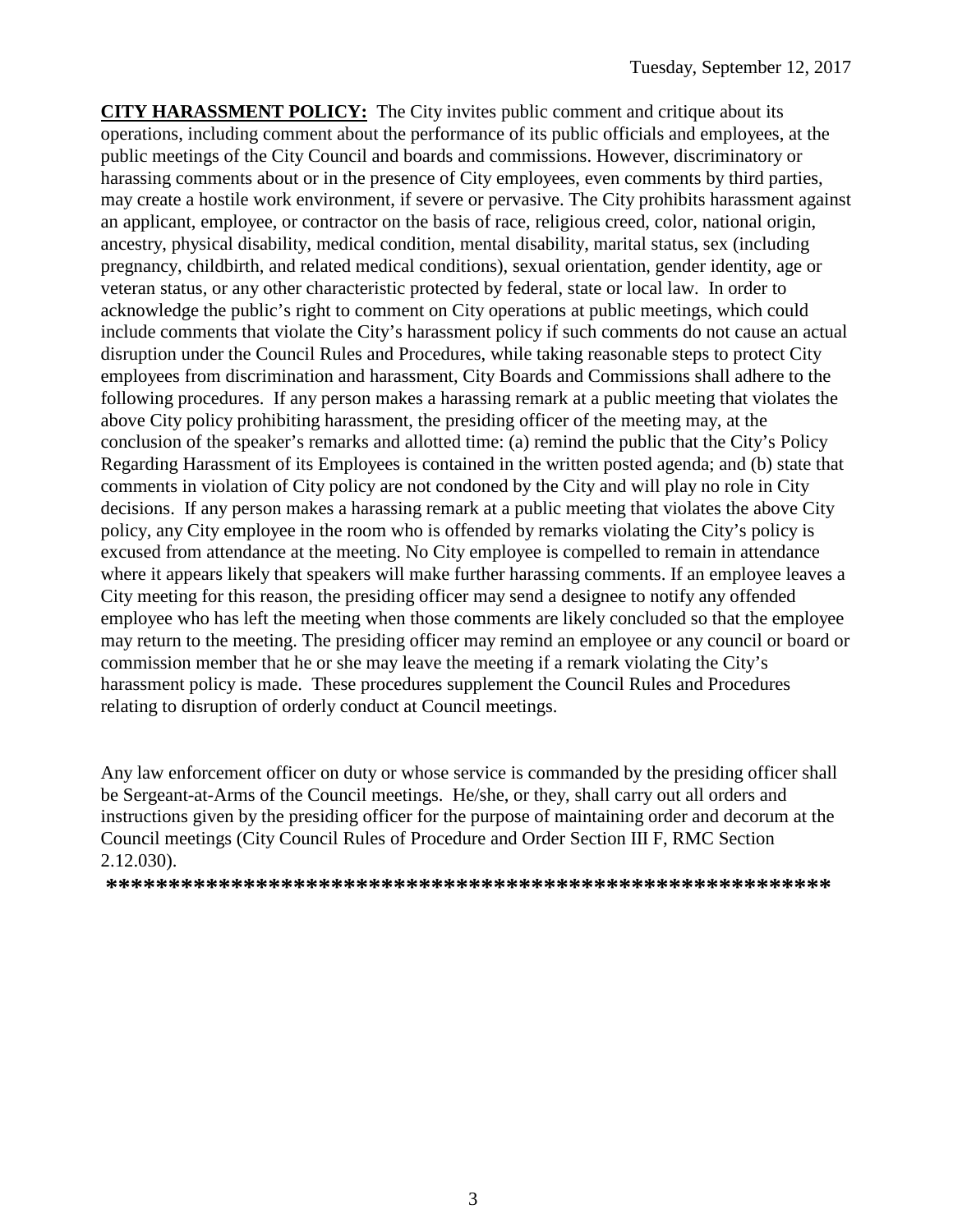**CITY HARASSMENT POLICY:** The City invites public comment and critique about its operations, including comment about the performance of its public officials and employees, at the public meetings of the City Council and boards and commissions. However, discriminatory or harassing comments about or in the presence of City employees, even comments by third parties, may create a hostile work environment, if severe or pervasive. The City prohibits harassment against an applicant, employee, or contractor on the basis of race, religious creed, color, national origin, ancestry, physical disability, medical condition, mental disability, marital status, sex (including pregnancy, childbirth, and related medical conditions), sexual orientation, gender identity, age or veteran status, or any other characteristic protected by federal, state or local law. In order to acknowledge the public's right to comment on City operations at public meetings, which could include comments that violate the City's harassment policy if such comments do not cause an actual disruption under the Council Rules and Procedures, while taking reasonable steps to protect City employees from discrimination and harassment, City Boards and Commissions shall adhere to the following procedures. If any person makes a harassing remark at a public meeting that violates the above City policy prohibiting harassment, the presiding officer of the meeting may, at the conclusion of the speaker's remarks and allotted time: (a) remind the public that the City's Policy Regarding Harassment of its Employees is contained in the written posted agenda; and (b) state that comments in violation of City policy are not condoned by the City and will play no role in City decisions. If any person makes a harassing remark at a public meeting that violates the above City policy, any City employee in the room who is offended by remarks violating the City's policy is excused from attendance at the meeting. No City employee is compelled to remain in attendance where it appears likely that speakers will make further harassing comments. If an employee leaves a City meeting for this reason, the presiding officer may send a designee to notify any offended employee who has left the meeting when those comments are likely concluded so that the employee may return to the meeting. The presiding officer may remind an employee or any council or board or commission member that he or she may leave the meeting if a remark violating the City's harassment policy is made. These procedures supplement the Council Rules and Procedures relating to disruption of orderly conduct at Council meetings.

Any law enforcement officer on duty or whose service is commanded by the presiding officer shall be Sergeant-at-Arms of the Council meetings. He/she, or they, shall carry out all orders and instructions given by the presiding officer for the purpose of maintaining order and decorum at the Council meetings (City Council Rules of Procedure and Order Section III F, RMC Section 2.12.030).

**\*\*\*\*\*\*\*\*\*\*\*\*\*\*\*\*\*\*\*\*\*\*\*\*\*\*\*\*\*\*\*\*\*\*\*\*\*\*\*\*\*\*\*\*\*\*\*\*\*\*\*\*\*\*\*\*\*\***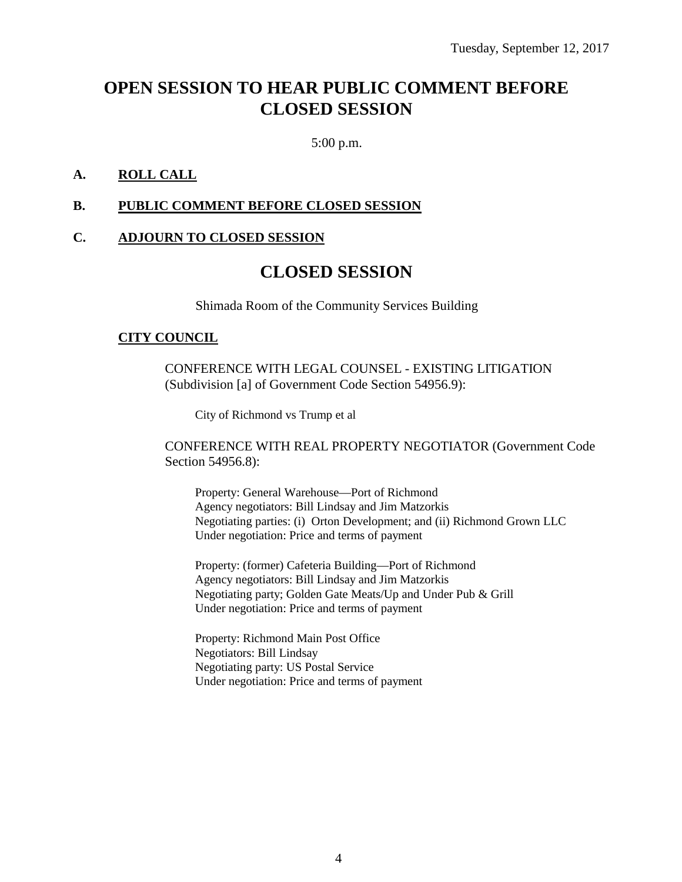Tuesday, September 12, 2017

# OPEN SESSION TO HEAR PUBLIC COMMENT BEFORE CLOSED SESSION

5:00 p.m.

**A. ROLL CALL**

**B. PUBLIC COMMENT BEFORE CLOSED SESSION**

**C. ADJOURN TO CLOSED SESSION**

# CLOSED SESSION

Shimada Room of the Community Services Building

**CITY COUNCIL**

CONFERENCE WITH LEGAL COUNSEL - EXISTING LITIGATION (Subdivision [a] of Government Code Section 54956.9):

City of Richmond vs Trump et al

CONFERENCE WITH REAL PROPERTY NEGOTIATOR (Government Code Section 54956.8):

Property: General Warehouse—Port of Richmond
Agency negotiators: Bill Lindsay and Jim Matzorkis
Negotiating parties: (i) Orton Development; and (ii) Richmond Grown LLC
Under negotiation: Price and terms of payment

Property: (former) Cafeteria Building—Port of Richmond
Agency negotiators: Bill Lindsay and Jim Matzorkis
Negotiating party; Golden Gate Meats/Up and Under Pub & Grill
Under negotiation: Price and terms of payment

Property: Richmond Main Post Office
Negotiators: Bill Lindsay
Negotiating party: US Postal Service
Under negotiation: Price and terms of payment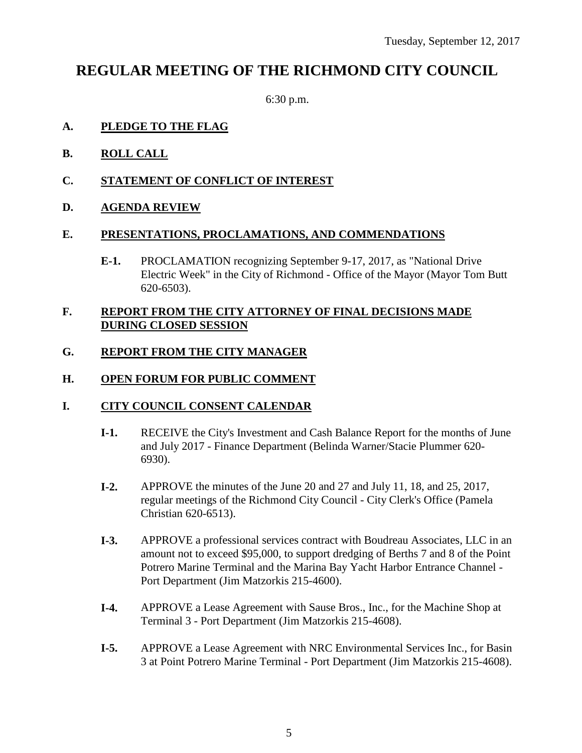Tuesday, September 12, 2017

# REGULAR MEETING OF THE RICHMOND CITY COUNCIL

6:30 p.m.

**A. PLEDGE TO THE FLAG**

**B. ROLL CALL**

**C. STATEMENT OF CONFLICT OF INTEREST**

**D. AGENDA REVIEW**

**E. PRESENTATIONS, PROCLAMATIONS, AND COMMENDATIONS**

**E-1.** PROCLAMATION recognizing September 9-17, 2017, as "National Drive Electric Week" in the City of Richmond - Office of the Mayor (Mayor Tom Butt 620-6503).

**F. REPORT FROM THE CITY ATTORNEY OF FINAL DECISIONS MADE DURING CLOSED SESSION**

**G. REPORT FROM THE CITY MANAGER**

**H. OPEN FORUM FOR PUBLIC COMMENT**

**I. CITY COUNCIL CONSENT CALENDAR**

**I-1.** RECEIVE the City's Investment and Cash Balance Report for the months of June and July 2017 - Finance Department (Belinda Warner/Stacie Plummer 620-6930).

**I-2.** APPROVE the minutes of the June 20 and 27 and July 11, 18, and 25, 2017, regular meetings of the Richmond City Council - City Clerk's Office (Pamela Christian 620-6513).

**I-3.** APPROVE a professional services contract with Boudreau Associates, LLC in an amount not to exceed $95,000, to support dredging of Berths 7 and 8 of the Point Potrero Marine Terminal and the Marina Bay Yacht Harbor Entrance Channel - Port Department (Jim Matzorkis 215-4600).

**I-4.** APPROVE a Lease Agreement with Sause Bros., Inc., for the Machine Shop at Terminal 3 - Port Department (Jim Matzorkis 215-4608).

**I-5.** APPROVE a Lease Agreement with NRC Environmental Services Inc., for Basin 3 at Point Potrero Marine Terminal - Port Department (Jim Matzorkis 215-4608).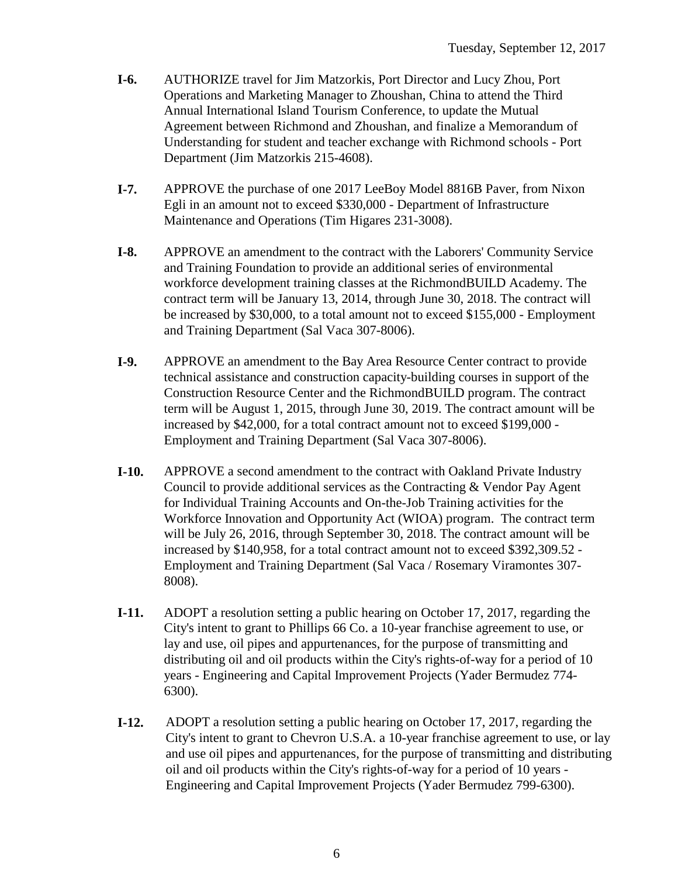**I-6.** AUTHORIZE travel for Jim Matzorkis, Port Director and Lucy Zhou, Port Operations and Marketing Manager to Zhoushan, China to attend the Third Annual International Island Tourism Conference, to update the Mutual Agreement between Richmond and Zhoushan, and finalize a Memorandum of Understanding for student and teacher exchange with Richmond schools - Port Department (Jim Matzorkis 215-4608).

**I-7.** APPROVE the purchase of one 2017 LeeBoy Model 8816B Paver, from Nixon Egli in an amount not to exceed $330,000 - Department of Infrastructure Maintenance and Operations (Tim Higares 231-3008).

**I-8.** APPROVE an amendment to the contract with the Laborers' Community Service and Training Foundation to provide an additional series of environmental workforce development training classes at the RichmondBUILD Academy. The contract term will be January 13, 2014, through June 30, 2018. The contract will be increased by $30,000, to a total amount not to exceed $155,000 - Employment and Training Department (Sal Vaca 307-8006).

**I-9.** APPROVE an amendment to the Bay Area Resource Center contract to provide technical assistance and construction capacity-building courses in support of the Construction Resource Center and the RichmondBUILD program. The contract term will be August 1, 2015, through June 30, 2019. The contract amount will be increased by $42,000, for a total contract amount not to exceed $199,000 - Employment and Training Department (Sal Vaca 307-8006).

**I-10.** APPROVE a second amendment to the contract with Oakland Private Industry Council to provide additional services as the Contracting & Vendor Pay Agent for Individual Training Accounts and On-the-Job Training activities for the Workforce Innovation and Opportunity Act (WIOA) program. The contract term will be July 26, 2016, through September 30, 2018. The contract amount will be increased by $140,958, for a total contract amount not to exceed $392,309.52 - Employment and Training Department (Sal Vaca / Rosemary Viramontes 307-8008).

**I-11.** ADOPT a resolution setting a public hearing on October 17, 2017, regarding the City's intent to grant to Phillips 66 Co. a 10-year franchise agreement to use, or lay and use, oil pipes and appurtenances, for the purpose of transmitting and distributing oil and oil products within the City's rights-of-way for a period of 10 years - Engineering and Capital Improvement Projects (Yader Bermudez 774-6300).

**I-12.** ADOPT a resolution setting a public hearing on October 17, 2017, regarding the City's intent to grant to Chevron U.S.A. a 10-year franchise agreement to use, or lay and use oil pipes and appurtenances, for the purpose of transmitting and distributing oil and oil products within the City's rights-of-way for a period of 10 years - Engineering and Capital Improvement Projects (Yader Bermudez 799-6300).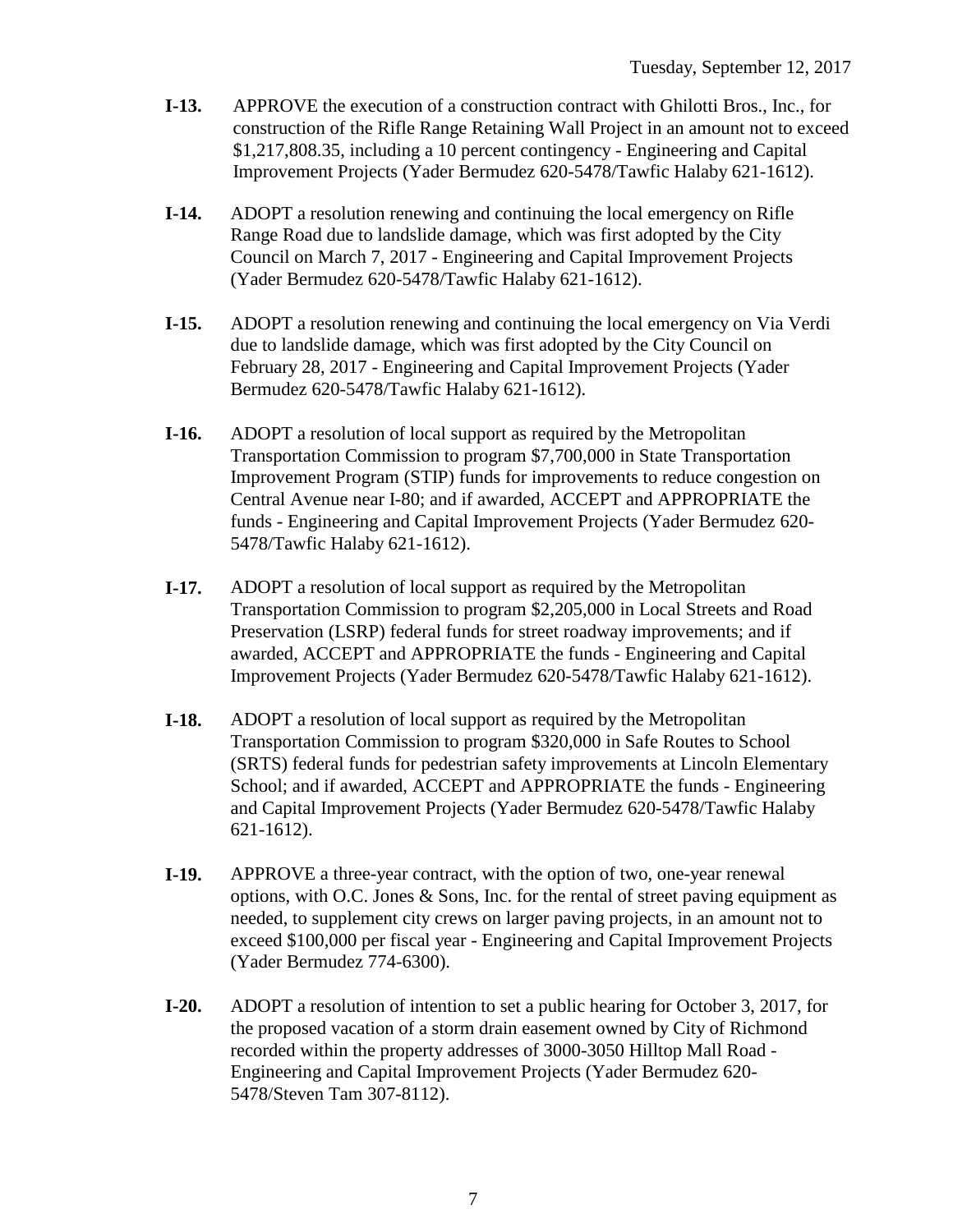**I-13.** APPROVE the execution of a construction contract with Ghilotti Bros., Inc., for construction of the Rifle Range Retaining Wall Project in an amount not to exceed $1,217,808.35, including a 10 percent contingency - Engineering and Capital Improvement Projects (Yader Bermudez 620-5478/Tawfic Halaby 621-1612).

**I-14.** ADOPT a resolution renewing and continuing the local emergency on Rifle Range Road due to landslide damage, which was first adopted by the City Council on March 7, 2017 - Engineering and Capital Improvement Projects (Yader Bermudez 620-5478/Tawfic Halaby 621-1612).

**I-15.** ADOPT a resolution renewing and continuing the local emergency on Via Verdi due to landslide damage, which was first adopted by the City Council on February 28, 2017 - Engineering and Capital Improvement Projects (Yader Bermudez 620-5478/Tawfic Halaby 621-1612).

**I-16.** ADOPT a resolution of local support as required by the Metropolitan Transportation Commission to program $7,700,000 in State Transportation Improvement Program (STIP) funds for improvements to reduce congestion on Central Avenue near I-80; and if awarded, ACCEPT and APPROPRIATE the funds - Engineering and Capital Improvement Projects (Yader Bermudez 620-5478/Tawfic Halaby 621-1612).

**I-17.** ADOPT a resolution of local support as required by the Metropolitan Transportation Commission to program $2,205,000 in Local Streets and Road Preservation (LSRP) federal funds for street roadway improvements; and if awarded, ACCEPT and APPROPRIATE the funds - Engineering and Capital Improvement Projects (Yader Bermudez 620-5478/Tawfic Halaby 621-1612).

**I-18.** ADOPT a resolution of local support as required by the Metropolitan Transportation Commission to program $320,000 in Safe Routes to School (SRTS) federal funds for pedestrian safety improvements at Lincoln Elementary School; and if awarded, ACCEPT and APPROPRIATE the funds - Engineering and Capital Improvement Projects (Yader Bermudez 620-5478/Tawfic Halaby 621-1612).

**I-19.** APPROVE a three-year contract, with the option of two, one-year renewal options, with O.C. Jones & Sons, Inc. for the rental of street paving equipment as needed, to supplement city crews on larger paving projects, in an amount not to exceed $100,000 per fiscal year - Engineering and Capital Improvement Projects (Yader Bermudez 774-6300).

**I-20.** ADOPT a resolution of intention to set a public hearing for October 3, 2017, for the proposed vacation of a storm drain easement owned by City of Richmond recorded within the property addresses of 3000-3050 Hilltop Mall Road - Engineering and Capital Improvement Projects (Yader Bermudez 620-5478/Steven Tam 307-8112).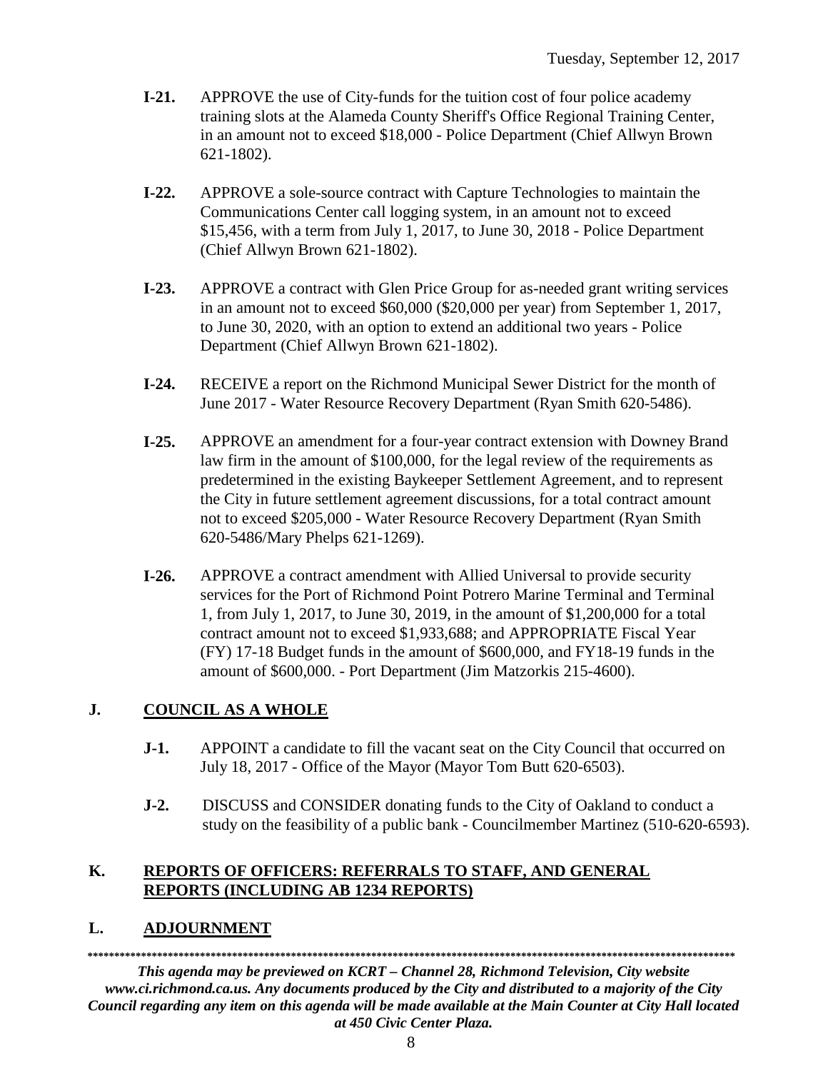- **I-21.** APPROVE the use of City-funds for the tuition cost of four police academy training slots at the Alameda County Sheriff's Office Regional Training Center, in an amount not to exceed $18,000 - Police Department (Chief Allwyn Brown 621-1802).

- **I-22.** APPROVE a sole-source contract with Capture Technologies to maintain the Communications Center call logging system, in an amount not to exceed $15,456, with a term from July 1, 2017, to June 30, 2018 - Police Department (Chief Allwyn Brown 621-1802).

- **I-23.** APPROVE a contract with Glen Price Group for as-needed grant writing services in an amount not to exceed $60,000 ($20,000 per year) from September 1, 2017, to June 30, 2020, with an option to extend an additional two years - Police Department (Chief Allwyn Brown 621-1802).

- **I-24.** RECEIVE a report on the Richmond Municipal Sewer District for the month of June 2017 - Water Resource Recovery Department (Ryan Smith 620-5486).

- **I-25.** APPROVE an amendment for a four-year contract extension with Downey Brand law firm in the amount of $100,000, for the legal review of the requirements as predetermined in the existing Baykeeper Settlement Agreement, and to represent the City in future settlement agreement discussions, for a total contract amount not to exceed $205,000 - Water Resource Recovery Department (Ryan Smith 620-5486/Mary Phelps 621-1269).

- **I-26.** APPROVE a contract amendment with Allied Universal to provide security services for the Port of Richmond Point Potrero Marine Terminal and Terminal 1, from July 1, 2017, to June 30, 2019, in the amount of $1,200,000 for a total contract amount not to exceed $1,933,688; and APPROPRIATE Fiscal Year (FY) 17-18 Budget funds in the amount of $600,000, and FY18-19 funds in the amount of $600,000. - Port Department (Jim Matzorkis 215-4600).

## J. COUNCIL AS A WHOLE

- **J-1.** APPOINT a candidate to fill the vacant seat on the City Council that occurred on July 18, 2017 - Office of the Mayor (Mayor Tom Butt 620-6503).

- **J-2.** DISCUSS and CONSIDER donating funds to the City of Oakland to conduct a study on the feasibility of a public bank - Councilmember Martinez (510-620-6593).

## K. REPORTS OF OFFICERS: REFERRALS TO STAFF, AND GENERAL REPORTS (INCLUDING AB 1234 REPORTS)

## L. ADJOURNMENT

*************************************************************************************************************************

***This agenda may be previewed on KCRT – Channel 28, Richmond Television, City website www.ci.richmond.ca.us. Any documents produced by the City and distributed to a majority of the City Council regarding any item on this agenda will be made available at the Main Counter at City Hall located at 450 Civic Center Plaza.***